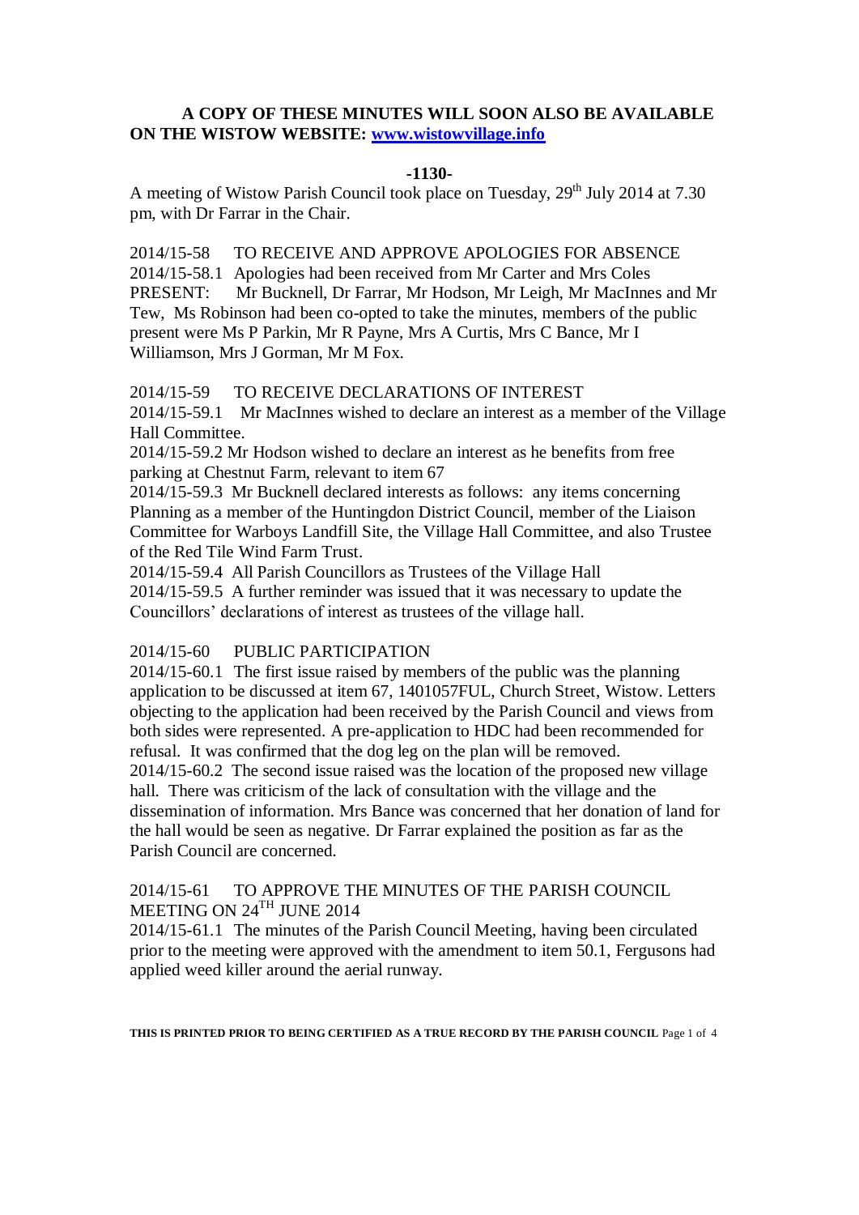**A COPY OF THESE MINUTES WILL SOON ALSO BE AVAILABLE ON THE WISTOW WEBSITE: [www.wistowvillage.info](http://www.wistowvillage.info)**

**-1130-**

A meeting of Wistow Parish Council took place on Tuesday, 29th July 2014 at 7.30 pm, with Dr Farrar in the Chair.

2014/15-58 TO RECEIVE AND APPROVE APOLOGIES FOR ABSENCE

2014/15-58.1 Apologies had been received from Mr Carter and Mrs Coles

PRESENT: Mr Bucknell, Dr Farrar, Mr Hodson, Mr Leigh, Mr MacInnes and Mr Tew, Ms Robinson had been co-opted to take the minutes, members of the public present were Ms P Parkin, Mr R Payne, Mrs A Curtis, Mrs C Bance, Mr I Williamson, Mrs J Gorman, Mr M Fox.

2014/15-59 TO RECEIVE DECLARATIONS OF INTEREST

2014/15-59.1 Mr MacInnes wished to declare an interest as a member of the Village Hall Committee.

2014/15-59.2 Mr Hodson wished to declare an interest as he benefits from free parking at Chestnut Farm, relevant to item 67

2014/15-59.3 Mr Bucknell declared interests as follows: any items concerning Planning as a member of the Huntingdon District Council, member of the Liaison Committee for Warboys Landfill Site, the Village Hall Committee, and also Trustee of the Red Tile Wind Farm Trust.

2014/15-59.4 All Parish Councillors as Trustees of the Village Hall

2014/15-59.5 A further reminder was issued that it was necessary to update the Councillors' declarations of interest as trustees of the village hall.

2014/15-60 PUBLIC PARTICIPATION

2014/15-60.1 The first issue raised by members of the public was the planning application to be discussed at item 67, 1401057FUL, Church Street, Wistow. Letters objecting to the application had been received by the Parish Council and views from both sides were represented. A pre-application to HDC had been recommended for refusal. It was confirmed that the dog leg on the plan will be removed.

2014/15-60.2 The second issue raised was the location of the proposed new village hall. There was criticism of the lack of consultation with the village and the dissemination of information. Mrs Bance was concerned that her donation of land for the hall would be seen as negative. Dr Farrar explained the position as far as the Parish Council are concerned.

2014/15-61 TO APPROVE THE MINUTES OF THE PARISH COUNCIL MEETING ON 24TH JUNE 2014

2014/15-61.1 The minutes of the Parish Council Meeting, having been circulated prior to the meeting were approved with the amendment to item 50.1, Fergusons had applied weed killer around the aerial runway.

**THIS IS PRINTED PRIOR TO BEING CERTIFIED AS A TRUE RECORD BY THE PARISH COUNCIL**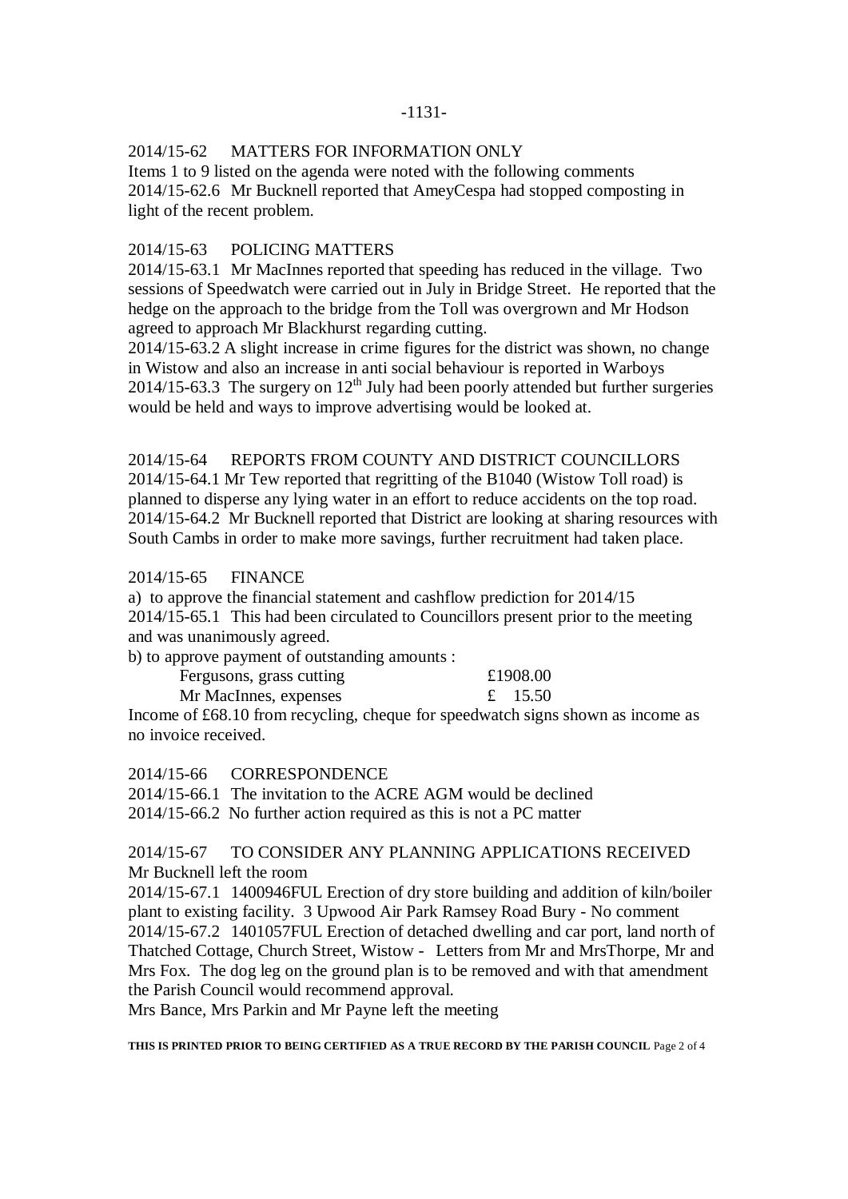2014/15-62 MATTERS FOR INFORMATION ONLY

Items 1 to 9 listed on the agenda were noted with the following comments

2014/15-62.6 Mr Bucknell reported that AmeyCespa had stopped composting in light of the recent problem.

2014/15-63 POLICING MATTERS

2014/15-63.1 Mr MacInnes reported that speeding has reduced in the village. Two sessions of Speedwatch were carried out in July in Bridge Street. He reported that the hedge on the approach to the bridge from the Toll was overgrown and Mr Hodson agreed to approach Mr Blackhurst regarding cutting.

2014/15-63.2 A slight increase in crime figures for the district was shown, no change in Wistow and also an increase in anti social behaviour is reported in Warboys

2014/15-63.3 The surgery on 12th July had been poorly attended but further surgeries would be held and ways to improve advertising would be looked at.

2014/15-64 REPORTS FROM COUNTY AND DISTRICT COUNCILLORS

2014/15-64.1 Mr Tew reported that regritting of the B1040 (Wistow Toll road) is planned to disperse any lying water in an effort to reduce accidents on the top road.

2014/15-64.2 Mr Bucknell reported that District are looking at sharing resources with South Cambs in order to make more savings, further recruitment had taken place.

2014/15-65 FINANCE

a) to approve the financial statement and cashflow prediction for 2014/15

2014/15-65.1 This had been circulated to Councillors present prior to the meeting and was unanimously agreed.

b) to approve payment of outstanding amounts :

| | |
|---|---|
| Fergusons, grass cutting | £1908.00 |
| Mr MacInnes, expenses | £ 15.50 |

Income of £68.10 from recycling, cheque for speedwatch signs shown as income as no invoice received.

2014/15-66 CORRESPONDENCE

2014/15-66.1 The invitation to the ACRE AGM would be declined

2014/15-66.2 No further action required as this is not a PC matter

2014/15-67 TO CONSIDER ANY PLANNING APPLICATIONS RECEIVED

Mr Bucknell left the room

2014/15-67.1 1400946FUL Erection of dry store building and addition of kiln/boiler plant to existing facility. 3 Upwood Air Park Ramsey Road Bury - No comment

2014/15-67.2 1401057FUL Erection of detached dwelling and car port, land north of Thatched Cottage, Church Street, Wistow - Letters from Mr and MrsThorpe, Mr and Mrs Fox. The dog leg on the ground plan is to be removed and with that amendment the Parish Council would recommend approval.

Mrs Bance, Mrs Parkin and Mr Payne left the meeting

**THIS IS PRINTED PRIOR TO BEING CERTIFIED AS A TRUE RECORD BY THE PARISH COUNCIL**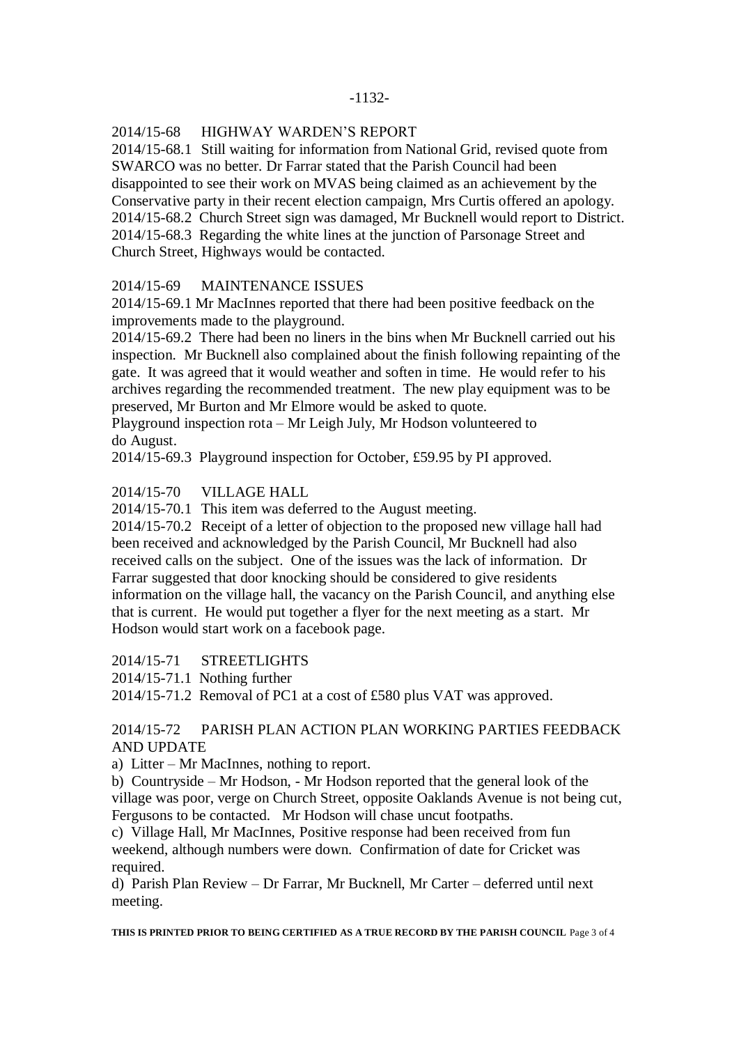## 2014/15-68 HIGHWAY WARDEN'S REPORT

2014/15-68.1 Still waiting for information from National Grid, revised quote from SWARCO was no better. Dr Farrar stated that the Parish Council had been disappointed to see their work on MVAS being claimed as an achievement by the Conservative party in their recent election campaign, Mrs Curtis offered an apology.
2014/15-68.2 Church Street sign was damaged, Mr Bucknell would report to District.
2014/15-68.3 Regarding the white lines at the junction of Parsonage Street and Church Street, Highways would be contacted.

## 2014/15-69 MAINTENANCE ISSUES

2014/15-69.1 Mr MacInnes reported that there had been positive feedback on the improvements made to the playground.
2014/15-69.2 There had been no liners in the bins when Mr Bucknell carried out his inspection. Mr Bucknell also complained about the finish following repainting of the gate. It was agreed that it would weather and soften in time. He would refer to his archives regarding the recommended treatment. The new play equipment was to be preserved, Mr Burton and Mr Elmore would be asked to quote.
Playground inspection rota – Mr Leigh July, Mr Hodson volunteered to do August.
2014/15-69.3 Playground inspection for October, £59.95 by PI approved.

## 2014/15-70 VILLAGE HALL

2014/15-70.1 This item was deferred to the August meeting.
2014/15-70.2 Receipt of a letter of objection to the proposed new village hall had been received and acknowledged by the Parish Council, Mr Bucknell had also received calls on the subject. One of the issues was the lack of information. Dr Farrar suggested that door knocking should be considered to give residents information on the village hall, the vacancy on the Parish Council, and anything else that is current. He would put together a flyer for the next meeting as a start. Mr Hodson would start work on a facebook page.

## 2014/15-71 STREETLIGHTS

2014/15-71.1 Nothing further
2014/15-71.2 Removal of PC1 at a cost of £580 plus VAT was approved.

## 2014/15-72 PARISH PLAN ACTION PLAN WORKING PARTIES FEEDBACK AND UPDATE

a) Litter – Mr MacInnes, nothing to report.
b) Countryside – Mr Hodson, - Mr Hodson reported that the general look of the village was poor, verge on Church Street, opposite Oaklands Avenue is not being cut, Fergusons to be contacted. Mr Hodson will chase uncut footpaths.
c) Village Hall, Mr MacInnes, Positive response had been received from fun weekend, although numbers were down. Confirmation of date for Cricket was required.
d) Parish Plan Review – Dr Farrar, Mr Bucknell, Mr Carter – deferred until next meeting.

**THIS IS PRINTED PRIOR TO BEING CERTIFIED AS A TRUE RECORD BY THE PARISH COUNCIL**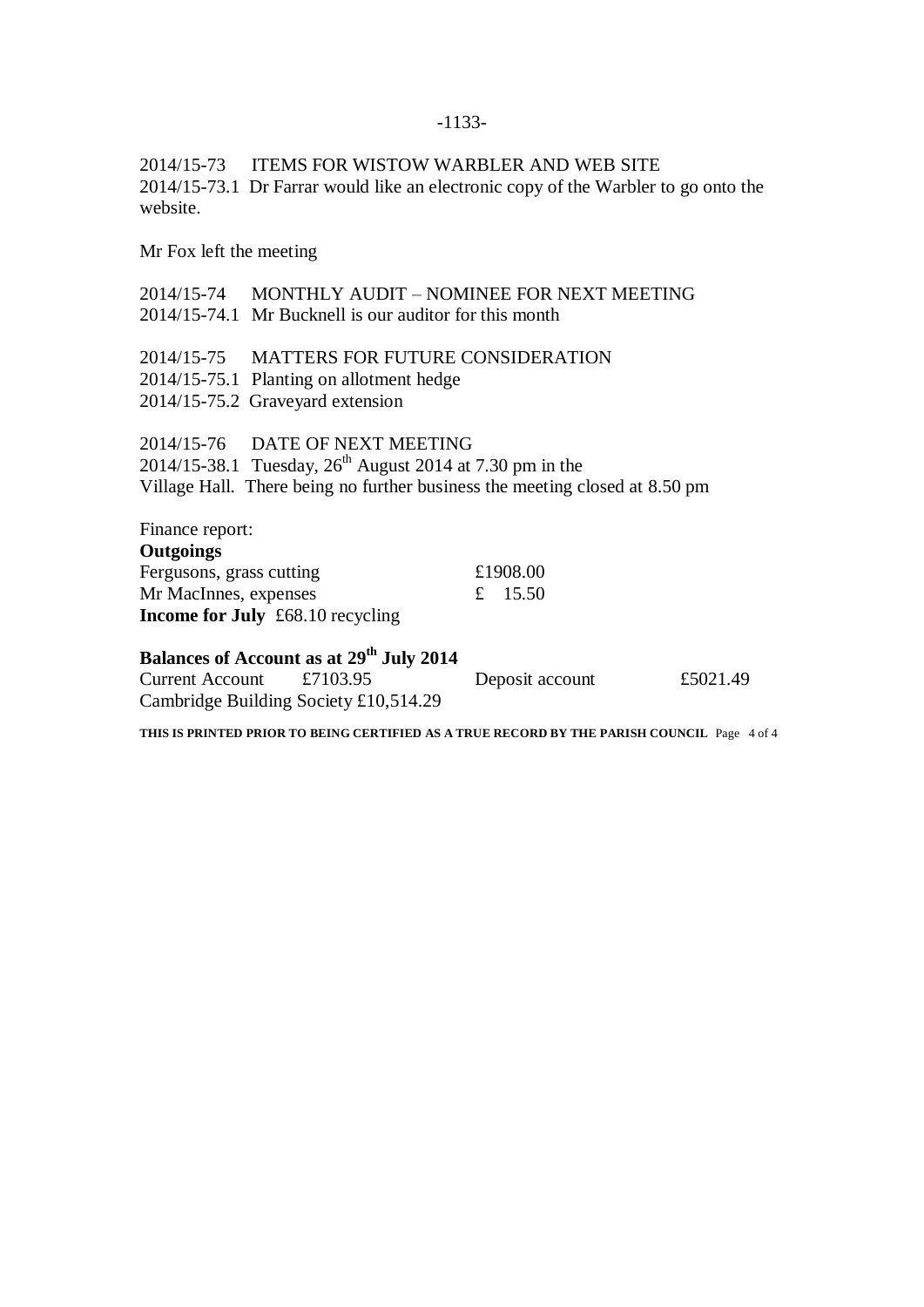2014/15-73 ITEMS FOR WISTOW WARBLER AND WEB SITE

2014/15-73.1 Dr Farrar would like an electronic copy of the Warbler to go onto the website.

Mr Fox left the meeting

2014/15-74 MONTHLY AUDIT – NOMINEE FOR NEXT MEETING

2014/15-74.1 Mr Bucknell is our auditor for this month

2014/15-75 MATTERS FOR FUTURE CONSIDERATION

2014/15-75.1 Planting on allotment hedge

2014/15-75.2 Graveyard extension

2014/15-76 DATE OF NEXT MEETING

2014/15-38.1 Tuesday, 26th August 2014 at 7.30 pm in the Village Hall. There being no further business the meeting closed at 8.50 pm

Finance report:

**Outgoings**

| | |
|---|---|
| Fergusons, grass cutting | £1908.00 |
| Mr MacInnes, expenses | £ 15.50 |

**Income for July** £68.10 recycling

**Balances of Account as at 29th July 2014**

| | | | |
|---|---|---|---|
| Current Account | £7103.95 | Deposit account | £5021.49 |

Cambridge Building Society £10,514.29

**THIS IS PRINTED PRIOR TO BEING CERTIFIED AS A TRUE RECORD BY THE PARISH COUNCIL**